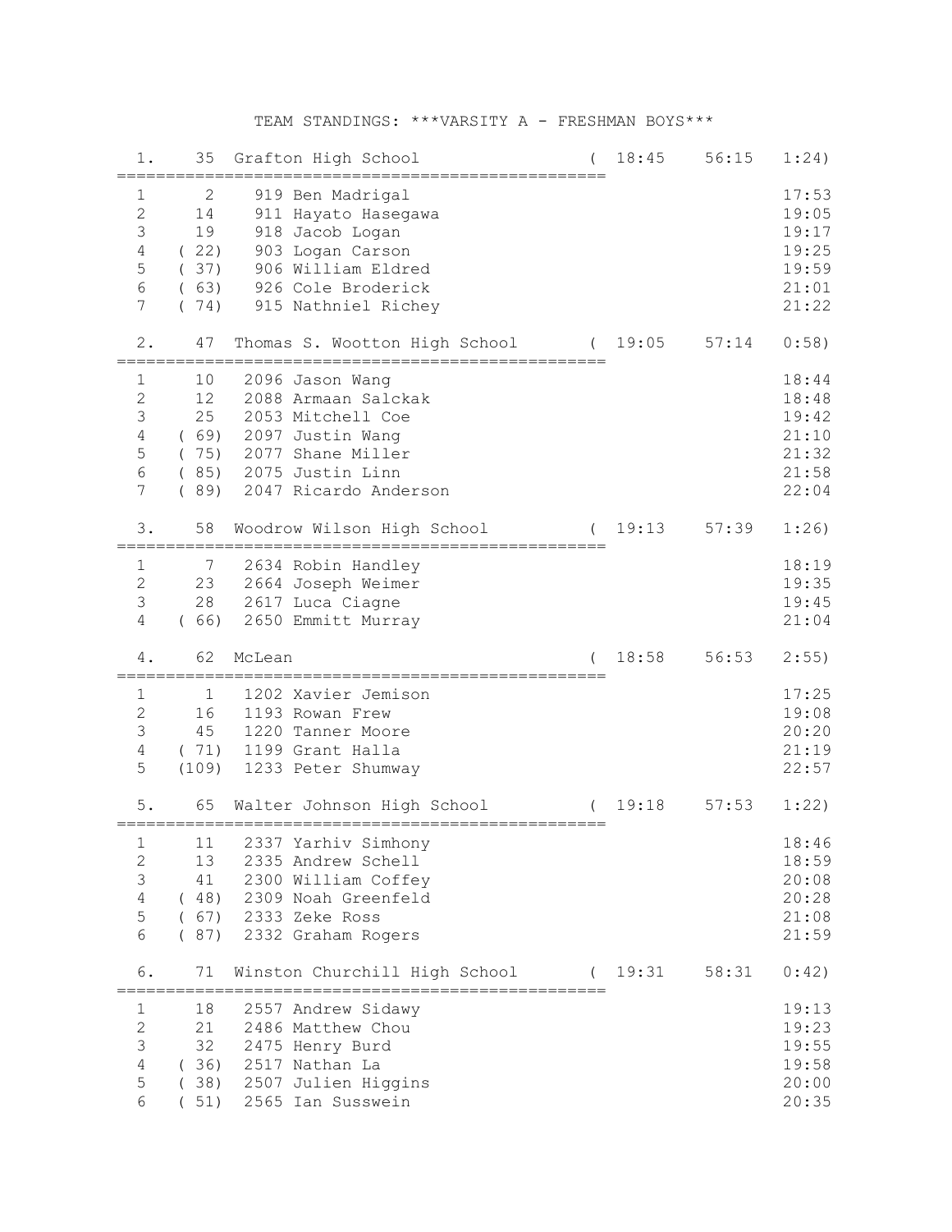# TEAM STANDINGS: ***VARSITY A - FRESHMAN BOYS***

## 1. 35 Grafton High School ( 18:45 56:15 1:24)

| # | Place | Bib | Name | Time |
|---|---|---|---|---|
| 1 | 2 | 919 | Ben Madrigal | 17:53 |
| 2 | 14 | 911 | Hayato Hasegawa | 19:05 |
| 3 | 19 | 918 | Jacob Logan | 19:17 |
| 4 | ( 22) | 903 | Logan Carson | 19:25 |
| 5 | ( 37) | 906 | William Eldred | 19:59 |
| 6 | ( 63) | 926 | Cole Broderick | 21:01 |
| 7 | ( 74) | 915 | Nathniel Richey | 21:22 |

## 2. 47 Thomas S. Wootton High School ( 19:05 57:14 0:58)

| # | Place | Bib | Name | Time |
|---|---|---|---|---|
| 1 | 10 | 2096 | Jason Wang | 18:44 |
| 2 | 12 | 2088 | Armaan Salckak | 18:48 |
| 3 | 25 | 2053 | Mitchell Coe | 19:42 |
| 4 | ( 69) | 2097 | Justin Wang | 21:10 |
| 5 | ( 75) | 2077 | Shane Miller | 21:32 |
| 6 | ( 85) | 2075 | Justin Linn | 21:58 |
| 7 | ( 89) | 2047 | Ricardo Anderson | 22:04 |

## 3. 58 Woodrow Wilson High School ( 19:13 57:39 1:26)

| # | Place | Bib | Name | Time |
|---|---|---|---|---|
| 1 | 7 | 2634 | Robin Handley | 18:19 |
| 2 | 23 | 2664 | Joseph Weimer | 19:35 |
| 3 | 28 | 2617 | Luca Ciagne | 19:45 |
| 4 | ( 66) | 2650 | Emmitt Murray | 21:04 |

## 4. 62 McLean ( 18:58 56:53 2:55)

| # | Place | Bib | Name | Time |
|---|---|---|---|---|
| 1 | 1 | 1202 | Xavier Jemison | 17:25 |
| 2 | 16 | 1193 | Rowan Frew | 19:08 |
| 3 | 45 | 1220 | Tanner Moore | 20:20 |
| 4 | ( 71) | 1199 | Grant Halla | 21:19 |
| 5 | (109) | 1233 | Peter Shumway | 22:57 |

## 5. 65 Walter Johnson High School ( 19:18 57:53 1:22)

| # | Place | Bib | Name | Time |
|---|---|---|---|---|
| 1 | 11 | 2337 | Yarhiv Simhony | 18:46 |
| 2 | 13 | 2335 | Andrew Schell | 18:59 |
| 3 | 41 | 2300 | William Coffey | 20:08 |
| 4 | ( 48) | 2309 | Noah Greenfeld | 20:28 |
| 5 | ( 67) | 2333 | Zeke Ross | 21:08 |
| 6 | ( 87) | 2332 | Graham Rogers | 21:59 |

## 6. 71 Winston Churchill High School ( 19:31 58:31 0:42)

| # | Place | Bib | Name | Time |
|---|---|---|---|---|
| 1 | 18 | 2557 | Andrew Sidawy | 19:13 |
| 2 | 21 | 2486 | Matthew Chou | 19:23 |
| 3 | 32 | 2475 | Henry Burd | 19:55 |
| 4 | ( 36) | 2517 | Nathan La | 19:58 |
| 5 | ( 38) | 2507 | Julien Higgins | 20:00 |
| 6 | ( 51) | 2565 | Ian Susswein | 20:35 |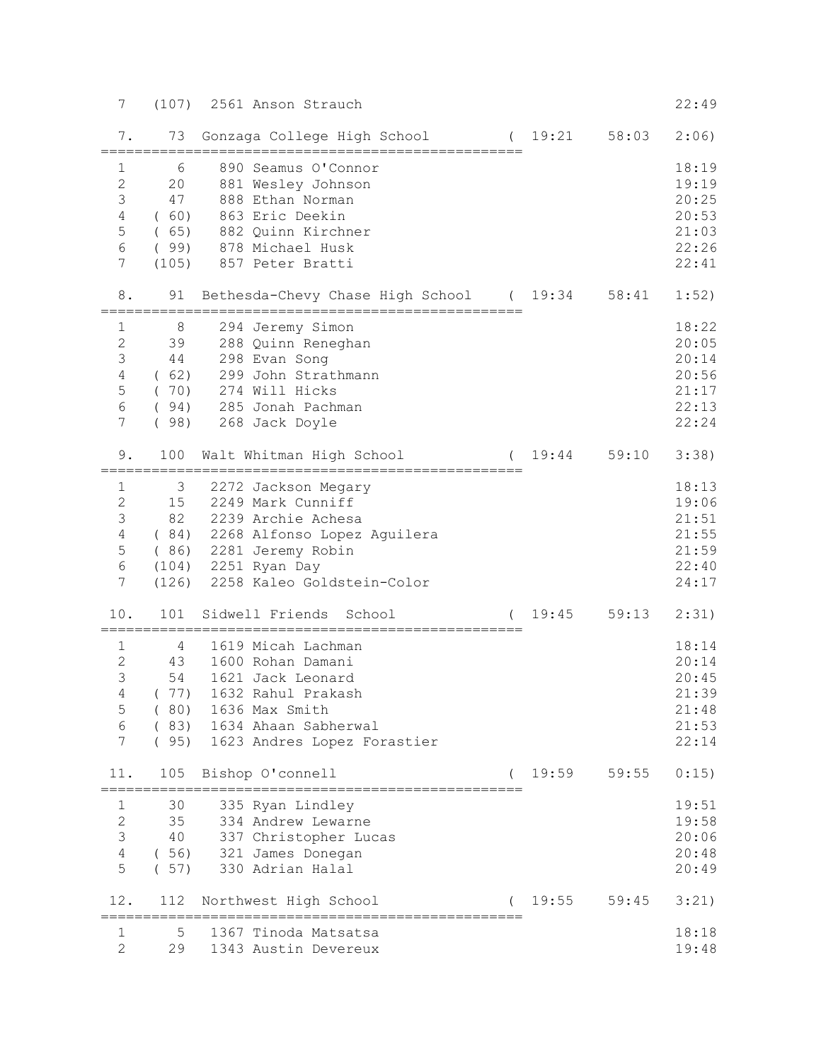```
  7    (107)  2561 Anson Strauch                                           22:49

  7.     73  Gonzaga College High School         ( 19:21    58:03    2:06)
=====================================================
  1      6    890 Seamus O'Connor                                          18:19
  2     20    881 Wesley Johnson                                           19:19
  3     47    888 Ethan Norman                                             20:25
  4    ( 60)  863 Eric Deekin                                              20:53
  5    ( 65)  882 Quinn Kirchner                                           21:03
  6    ( 99)  878 Michael Husk                                             22:26
  7    (105)  857 Peter Bratti                                             22:41

  8.     91  Bethesda-Chevy Chase High School    ( 19:34    58:41    1:52)
=====================================================
  1      8    294 Jeremy Simon                                             18:22
  2     39    288 Quinn Reneghan                                           20:05
  3     44    298 Evan Song                                                20:14
  4    ( 62)  299 John Strathmann                                          20:56
  5    ( 70)  274 Will Hicks                                               21:17
  6    ( 94)  285 Jonah Pachman                                            22:13
  7    ( 98)  268 Jack Doyle                                               22:24

  9.    100  Walt Whitman High School            ( 19:44    59:10    3:38)
=====================================================
  1      3   2272 Jackson Megary                                           18:13
  2     15   2249 Mark Cunniff                                             19:06
  3     82   2239 Archie Achesa                                            21:51
  4    ( 84)  2268 Alfonso Lopez Aguilera                                  21:55
  5    ( 86)  2281 Jeremy Robin                                            21:59
  6    (104)  2251 Ryan Day                                                22:40
  7    (126)  2258 Kaleo Goldstein-Color                                   24:17

 10.    101  Sidwell Friends  School             ( 19:45    59:13    2:31)
=====================================================
  1      4   1619 Micah Lachman                                            18:14
  2     43   1600 Rohan Damani                                             20:14
  3     54   1621 Jack Leonard                                             20:45
  4    ( 77)  1632 Rahul Prakash                                           21:39
  5    ( 80)  1636 Max Smith                                               21:48
  6    ( 83)  1634 Ahaan Sabherwal                                         21:53
  7    ( 95)  1623 Andres Lopez Forastier                                  22:14

 11.    105  Bishop O'connell                    ( 19:59    59:55    0:15)
=====================================================
  1     30    335 Ryan Lindley                                             19:51
  2     35    334 Andrew Lewarne                                           19:58
  3     40    337 Christopher Lucas                                        20:06
  4    ( 56)  321 James Donegan                                            20:48
  5    ( 57)  330 Adrian Halal                                             20:49

 12.    112  Northwest High School               ( 19:55    59:45    3:21)
=====================================================
  1      5   1367 Tinoda Matsatsa                                          18:18
  2     29   1343 Austin Devereux                                          19:48
```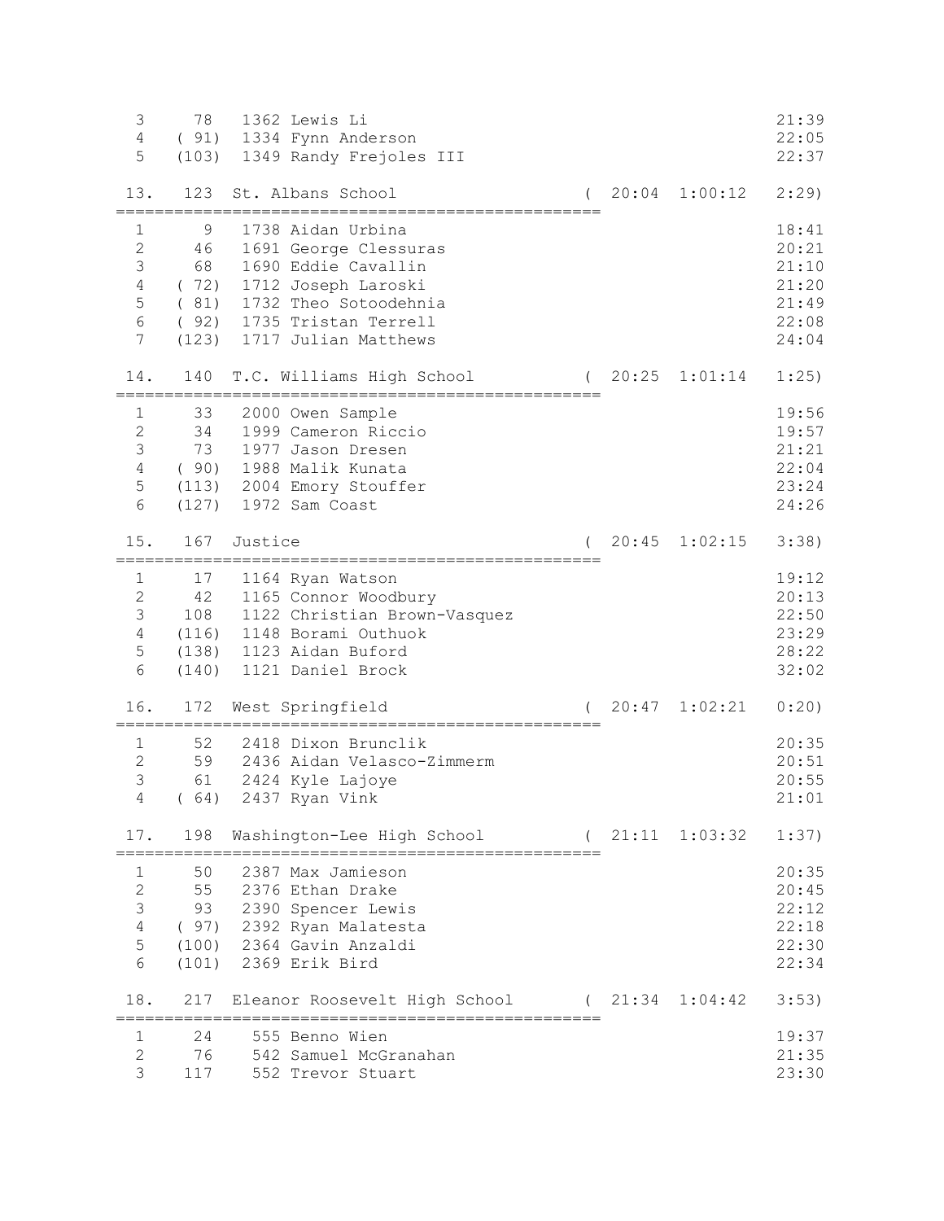```
  3     78   1362 Lewis Li                                                  21:39
  4   ( 91)  1334 Fynn Anderson                                             22:05
  5   (103)  1349 Randy Frejoles III                                        22:37

 13.   123  St. Albans School                 (  20:04  1:00:12   2:29)
====================================================
  1      9   1738 Aidan Urbina                                              18:41
  2     46   1691 George Clessuras                                          20:21
  3     68   1690 Eddie Cavallin                                            21:10
  4   ( 72)  1712 Joseph Laroski                                            21:20
  5   ( 81)  1732 Theo Sotoodehnia                                          21:49
  6   ( 92)  1735 Tristan Terrell                                           22:08
  7   (123)  1717 Julian Matthews                                           24:04

 14.   140  T.C. Williams High School         (  20:25  1:01:14   1:25)
====================================================
  1     33   2000 Owen Sample                                               19:56
  2     34   1999 Cameron Riccio                                            19:57
  3     73   1977 Jason Dresen                                              21:21
  4   ( 90)  1988 Malik Kunata                                              22:04
  5   (113)  2004 Emory Stouffer                                            23:24
  6   (127)  1972 Sam Coast                                                 24:26

 15.   167  Justice                           (  20:45  1:02:15   3:38)
====================================================
  1     17   1164 Ryan Watson                                               19:12
  2     42   1165 Connor Woodbury                                           20:13
  3    108   1122 Christian Brown-Vasquez                                   22:50
  4   (116)  1148 Borami Outhuok                                            23:29
  5   (138)  1123 Aidan Buford                                              28:22
  6   (140)  1121 Daniel Brock                                              32:02

 16.   172  West Springfield                  (  20:47  1:02:21   0:20)
====================================================
  1     52   2418 Dixon Brunclik                                            20:35
  2     59   2436 Aidan Velasco-Zimmerm                                     20:51
  3     61   2424 Kyle Lajoye                                               20:55
  4   ( 64)  2437 Ryan Vink                                                 21:01

 17.   198  Washington-Lee High School        (  21:11  1:03:32   1:37)
====================================================
  1     50   2387 Max Jamieson                                              20:35
  2     55   2376 Ethan Drake                                               20:45
  3     93   2390 Spencer Lewis                                             22:12
  4   ( 97)  2392 Ryan Malatesta                                            22:18
  5   (100)  2364 Gavin Anzaldi                                             22:30
  6   (101)  2369 Erik Bird                                                 22:34

 18.   217  Eleanor Roosevelt High School     (  21:34  1:04:42   3:53)
====================================================
  1     24    555 Benno Wien                                                19:37
  2     76    542 Samuel McGranahan                                         21:35
  3    117    552 Trevor Stuart                                             23:30
```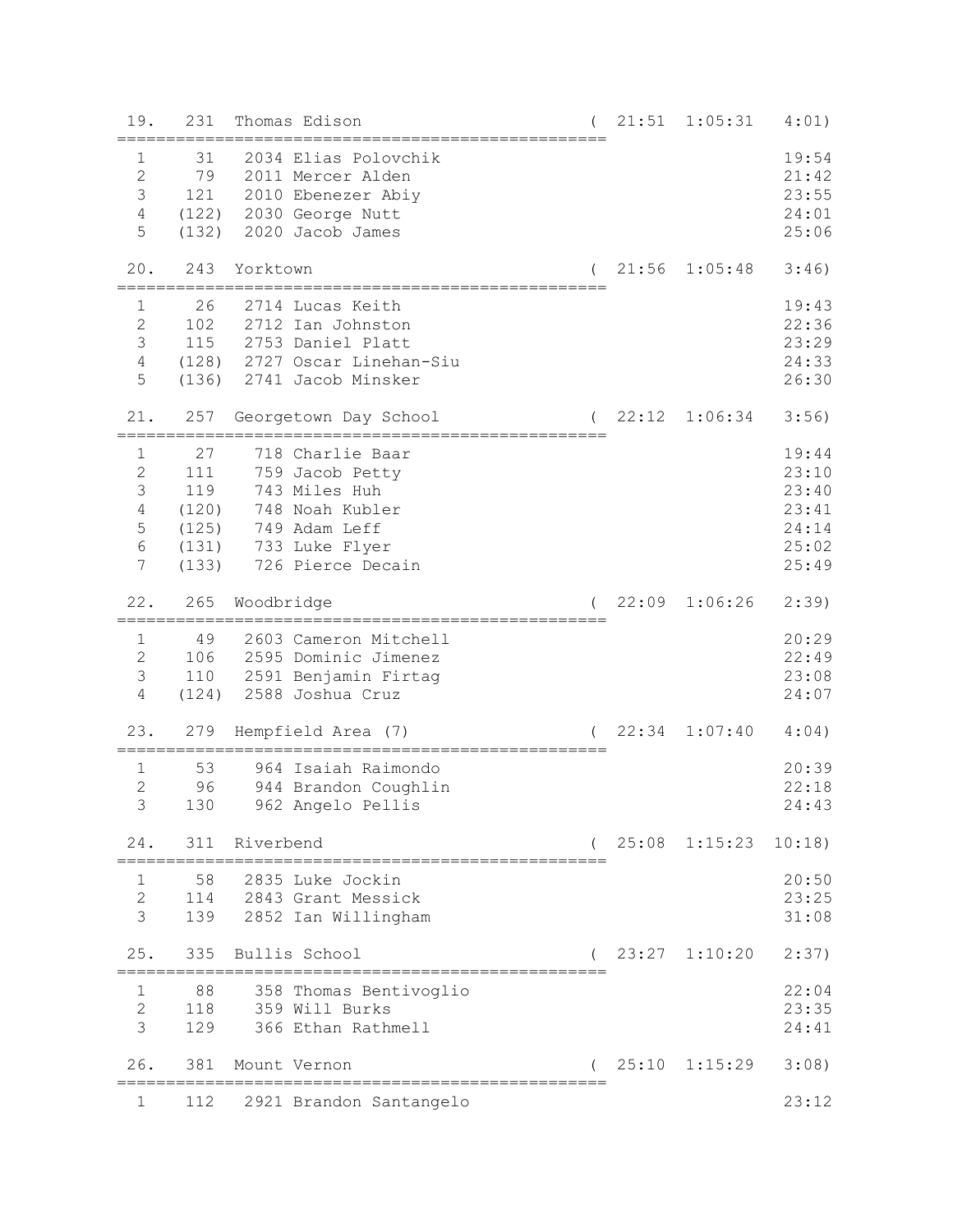```
 19.   231  Thomas Edison                              (  21:51  1:05:31   4:01)
=====================================================
  1     31   2034 Elias Polovchik                                          19:54
  2     79   2011 Mercer Alden                                             21:42
  3    121   2010 Ebenezer Abiy                                            23:55
  4   (122)  2030 George Nutt                                              24:01
  5   (132)  2020 Jacob James                                              25:06

 20.   243  Yorktown                                   (  21:56  1:05:48   3:46)
=====================================================
  1     26   2714 Lucas Keith                                              19:43
  2    102   2712 Ian Johnston                                             22:36
  3    115   2753 Daniel Platt                                             23:29
  4   (128)  2727 Oscar Linehan-Siu                                        24:33
  5   (136)  2741 Jacob Minsker                                            26:30

 21.   257  Georgetown Day School                      (  22:12  1:06:34   3:56)
=====================================================
  1     27    718 Charlie Baar                                             19:44
  2    111    759 Jacob Petty                                              23:10
  3    119    743 Miles Huh                                                23:40
  4   (120)   748 Noah Kubler                                              23:41
  5   (125)   749 Adam Leff                                                24:14
  6   (131)   733 Luke Flyer                                               25:02
  7   (133)   726 Pierce Decain                                            25:49

 22.   265  Woodbridge                                 (  22:09  1:06:26   2:39)
=====================================================
  1     49   2603 Cameron Mitchell                                         20:29
  2    106   2595 Dominic Jimenez                                          22:49
  3    110   2591 Benjamin Firtag                                          23:08
  4   (124)  2588 Joshua Cruz                                              24:07

 23.   279  Hempfield Area (7)                         (  22:34  1:07:40   4:04)
=====================================================
  1     53    964 Isaiah Raimondo                                          20:39
  2     96    944 Brandon Coughlin                                         22:18
  3    130    962 Angelo Pellis                                            24:43

 24.   311  Riverbend                                  (  25:08  1:15:23  10:18)
=====================================================
  1     58   2835 Luke Jockin                                              20:50
  2    114   2843 Grant Messick                                            23:25
  3    139   2852 Ian Willingham                                           31:08

 25.   335  Bullis School                              (  23:27  1:10:20   2:37)
=====================================================
  1     88    358 Thomas Bentivoglio                                       22:04
  2    118    359 Will Burks                                               23:35
  3    129    366 Ethan Rathmell                                           24:41

 26.   381  Mount Vernon                               (  25:10  1:15:29   3:08)
=====================================================
  1    112   2921 Brandon Santangelo                                       23:12
```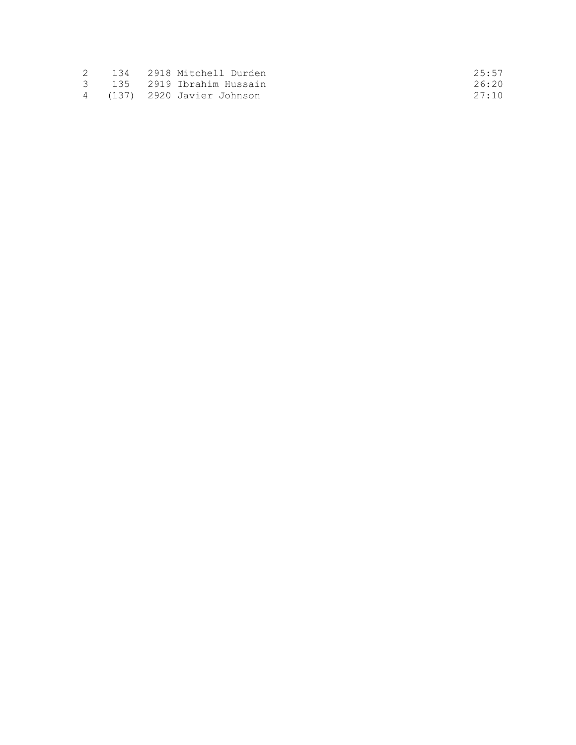| | | | | |
|---|---|---|---|---|
| 2 | 134 | 2918 | Mitchell Durden | 25:57 |
| 3 | 135 | 2919 | Ibrahim Hussain | 26:20 |
| 4 | (137) | 2920 | Javier Johnson | 27:10 |